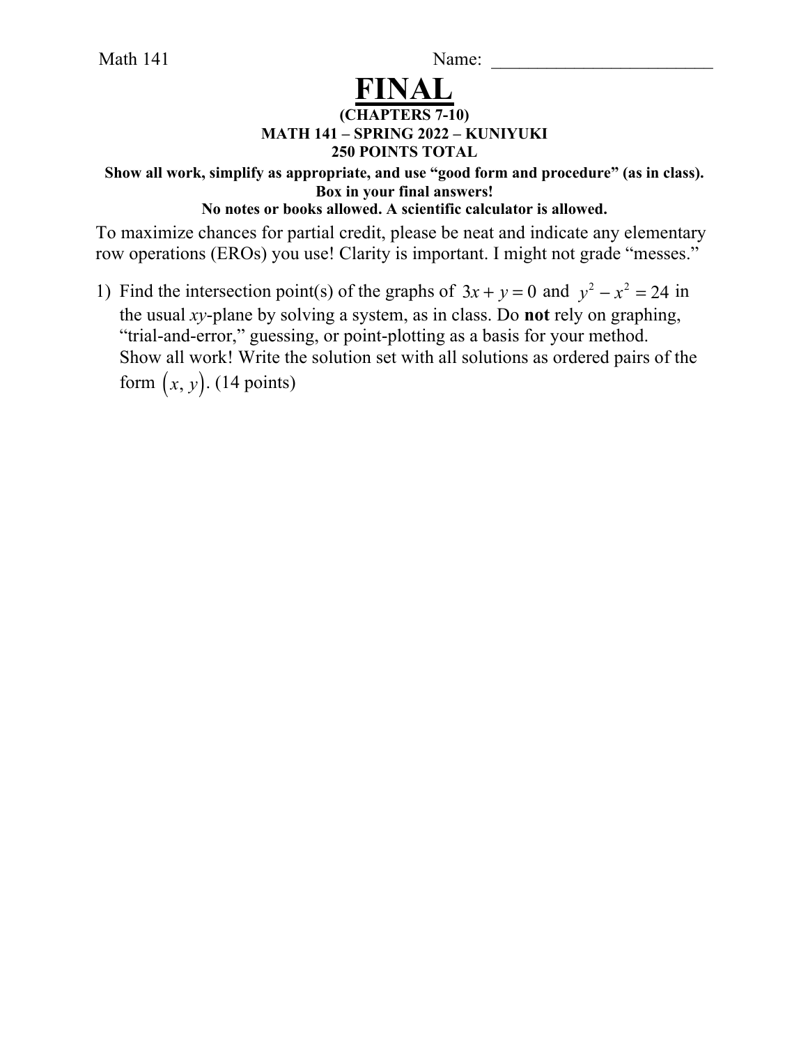Math 141 Name: ________________________

# FINAL

**(CHAPTERS 7-10)**

**MATH 141 – SPRING 2022 – KUNIYUKI**

**250 POINTS TOTAL**

**Show all work, simplify as appropriate, and use "good form and procedure" (as in class). Box in your final answers!**

**No notes or books allowed. A scientific calculator is allowed.**

To maximize chances for partial credit, please be neat and indicate any elementary row operations (EROs) you use! Clarity is important. I might not grade "messes."

1) Find the intersection point(s) of the graphs of $3x + y = 0$ and $y^2 - x^2 = 24$ in the usual *xy*-plane by solving a system, as in class. Do **not** rely on graphing, "trial-and-error," guessing, or point-plotting as a basis for your method. Show all work! Write the solution set with all solutions as ordered pairs of the form $(x, y)$. (14 points)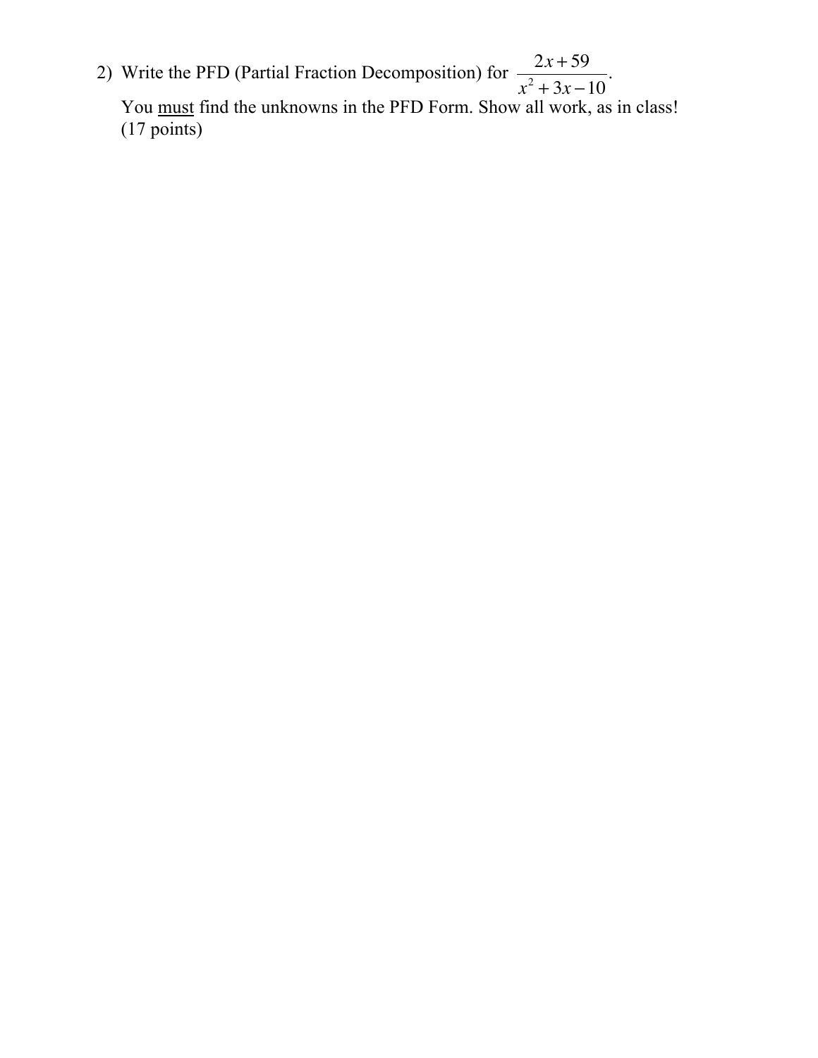2) Write the PFD (Partial Fraction Decomposition) for $\dfrac{2x+59}{x^2+3x-10}$.

You <u>must</u> find the unknowns in the PFD Form. Show all work, as in class! (17 points)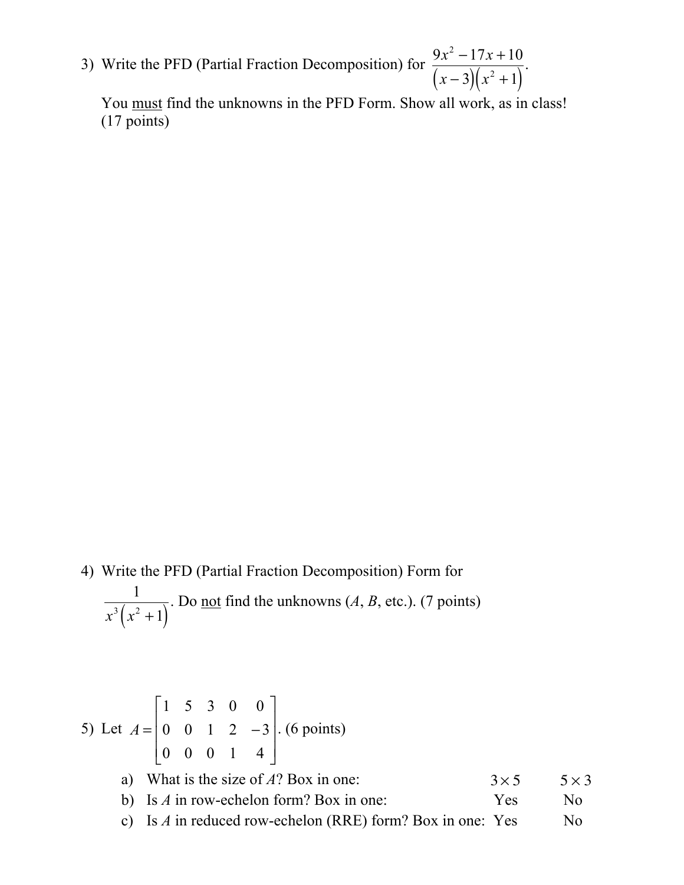3) Write the PFD (Partial Fraction Decomposition) for $\dfrac{9x^2-17x+10}{(x-3)(x^2+1)}$.

You must find the unknowns in the PFD Form. Show all work, as in class! (17 points)

4) Write the PFD (Partial Fraction Decomposition) Form for $\dfrac{1}{x^3(x^2+1)}$. Do not find the unknowns ($A$, $B$, etc.). (7 points)

5) Let $A = \begin{bmatrix} 1 & 5 & 3 & 0 & 0 \\ 0 & 0 & 1 & 2 & -3 \\ 0 & 0 & 0 & 1 & 4 \end{bmatrix}$. (6 points)

a) What is the size of $A$? Box in one: $3 \times 5$ $\quad$ $5 \times 3$

b) Is $A$ in row-echelon form? Box in one: Yes $\quad$ No

c) Is $A$ in reduced row-echelon (RRE) form? Box in one: Yes $\quad$ No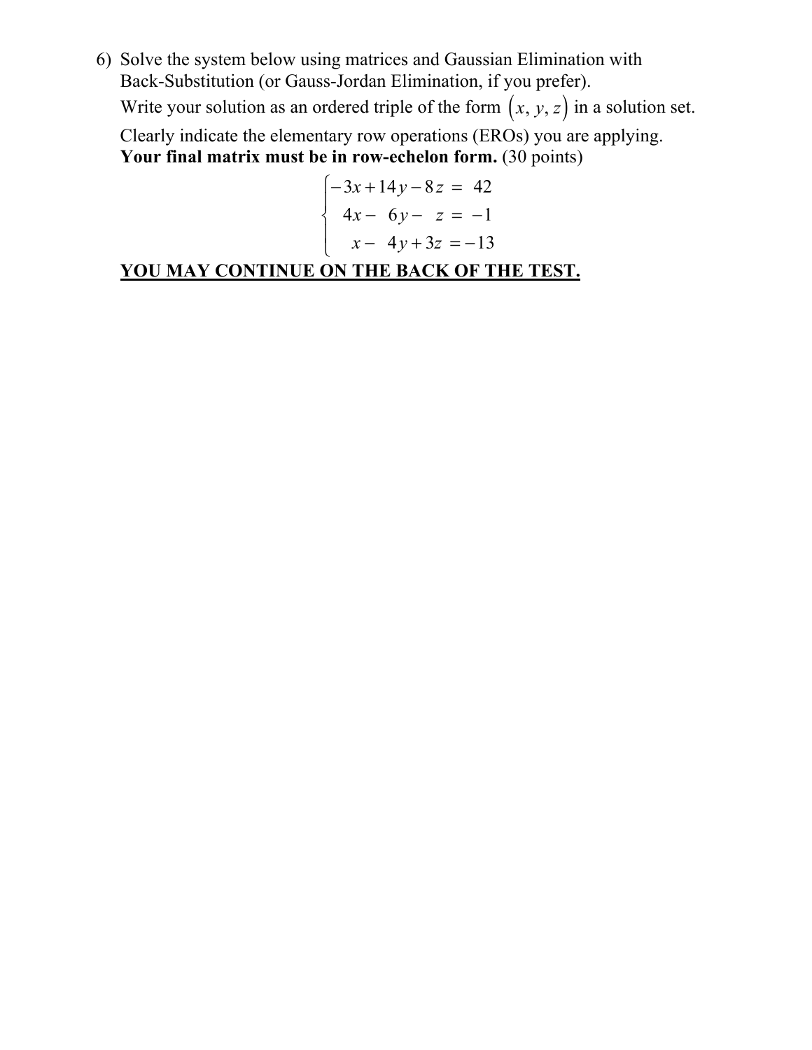6) Solve the system below using matrices and Gaussian Elimination with Back-Substitution (or Gauss-Jordan Elimination, if you prefer).
   Write your solution as an ordered triple of the form $(x, y, z)$ in a solution set.
   Clearly indicate the elementary row operations (EROs) you are applying.
   **Your final matrix must be in row-echelon form.** (30 points)

$$\begin{cases} -3x + 14y - 8z = 42 \\ 4x - 6y - z = -1 \\ x - 4y + 3z = -13 \end{cases}$$

**<u>YOU MAY CONTINUE ON THE BACK OF THE TEST.</u>**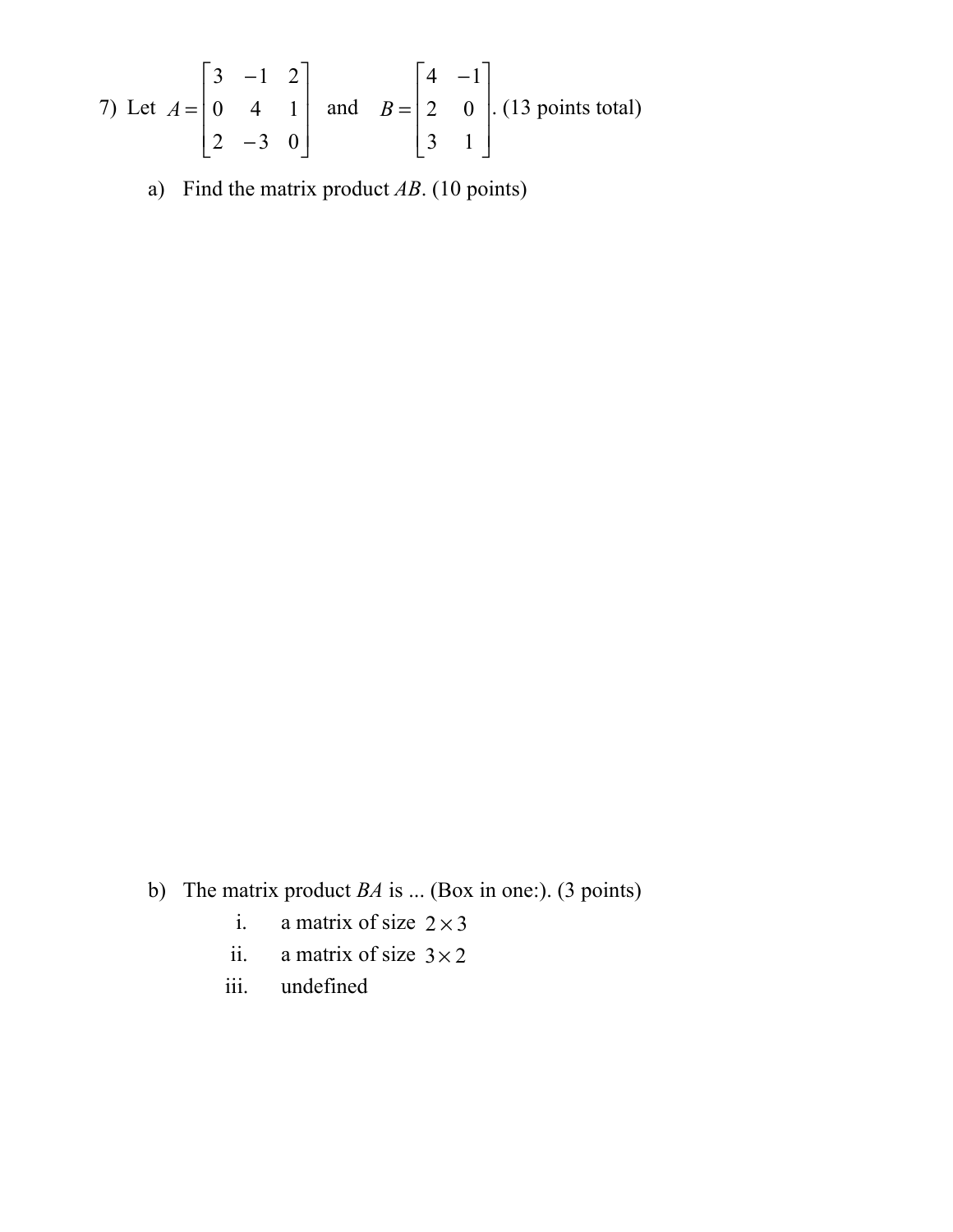7) Let $A = \begin{bmatrix} 3 & -1 & 2 \\ 0 & 4 & 1 \\ 2 & -3 & 0 \end{bmatrix}$ and $B = \begin{bmatrix} 4 & -1 \\ 2 & 0 \\ 3 & 1 \end{bmatrix}$. (13 points total)

a) Find the matrix product $AB$. (10 points)

b) The matrix product $BA$ is ... (Box in one:). (3 points)

i. a matrix of size $2 \times 3$

ii. a matrix of size $3 \times 2$

iii. undefined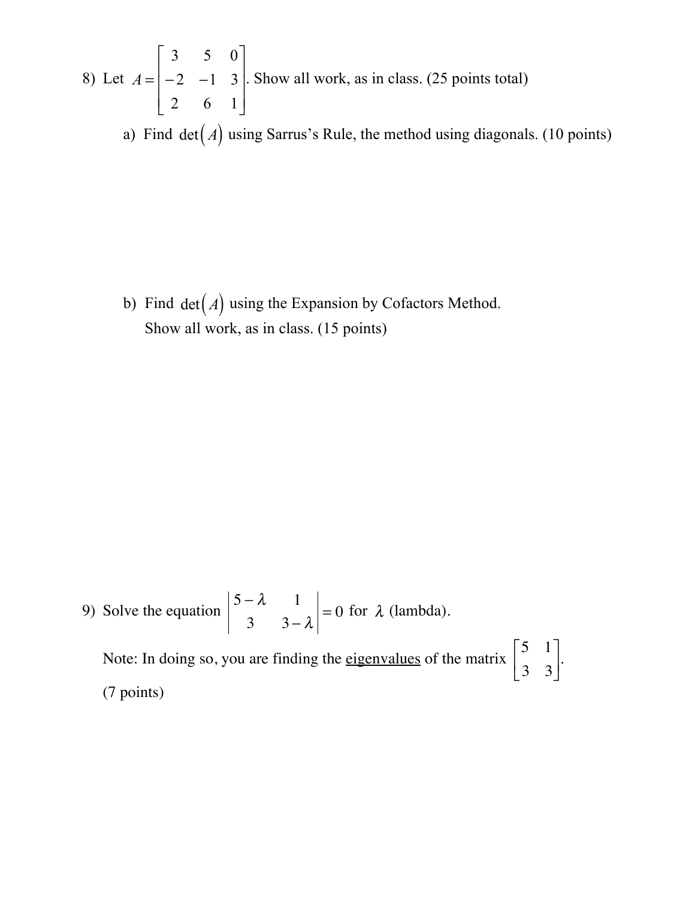8) Let $A = \begin{bmatrix} 3 & 5 & 0 \\ -2 & -1 & 3 \\ 2 & 6 & 1 \end{bmatrix}$. Show all work, as in class. (25 points total)

a) Find $\det(A)$ using Sarrus's Rule, the method using diagonals. (10 points)

b) Find $\det(A)$ using the Expansion by Cofactors Method. Show all work, as in class. (15 points)

9) Solve the equation $\begin{vmatrix} 5-\lambda & 1 \\ 3 & 3-\lambda \end{vmatrix} = 0$ for $\lambda$ (lambda).

Note: In doing so, you are finding the <u>eigenvalues</u> of the matrix $\begin{bmatrix} 5 & 1 \\ 3 & 3 \end{bmatrix}$.

(7 points)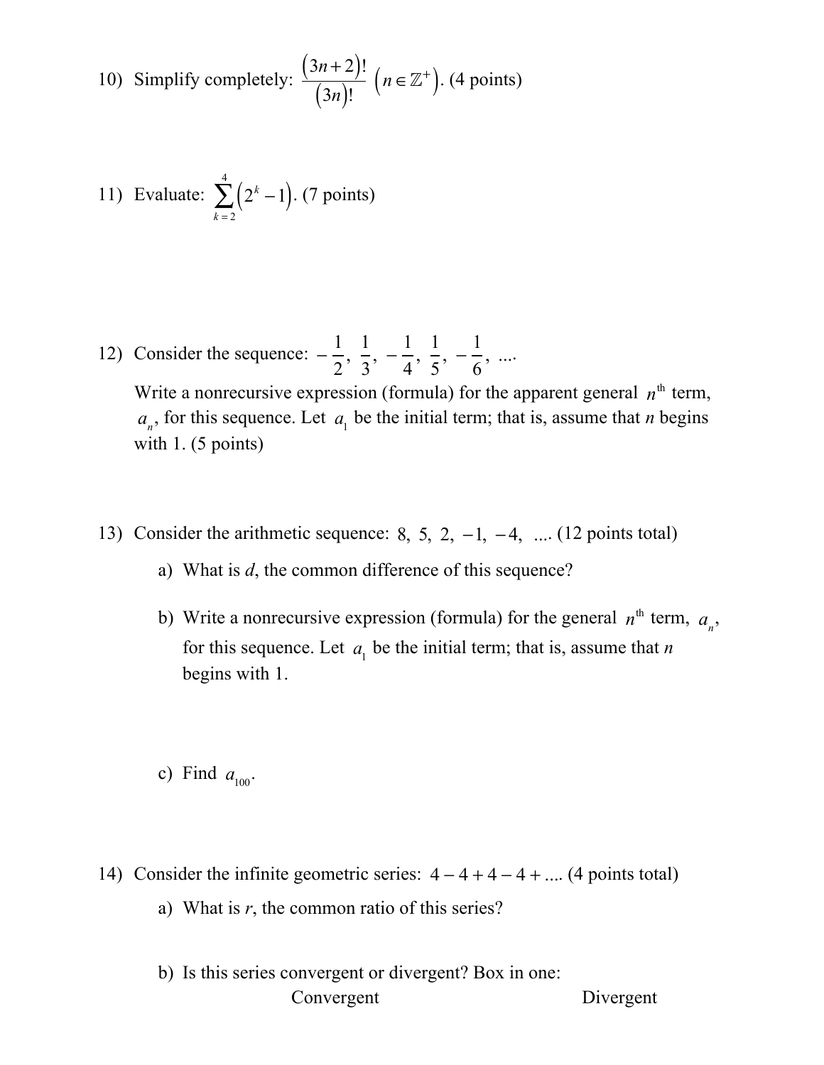10) Simplify completely: $\dfrac{(3n+2)!}{(3n)!}$ $\left(n \in \mathbb{Z}^+\right)$. (4 points)

11) Evaluate: $\displaystyle\sum_{k=2}^{4}\left(2^k - 1\right)$. (7 points)

12) Consider the sequence: $-\dfrac{1}{2},\ \dfrac{1}{3},\ -\dfrac{1}{4},\ \dfrac{1}{5},\ -\dfrac{1}{6},\ ....$

Write a nonrecursive expression (formula) for the apparent general $n^{\text{th}}$ term, $a_n$, for this sequence. Let $a_1$ be the initial term; that is, assume that $n$ begins with 1. (5 points)

13) Consider the arithmetic sequence: $8,\ 5,\ 2,\ -1,\ -4,\ ....$ (12 points total)

a) What is $d$, the common difference of this sequence?

b) Write a nonrecursive expression (formula) for the general $n^{\text{th}}$ term, $a_n$, for this sequence. Let $a_1$ be the initial term; that is, assume that $n$ begins with 1.

c) Find $a_{100}$.

14) Consider the infinite geometric series: $4 - 4 + 4 - 4 + ....$ (4 points total)

a) What is $r$, the common ratio of this series?

b) Is this series convergent or divergent? Box in one:

Convergent    Divergent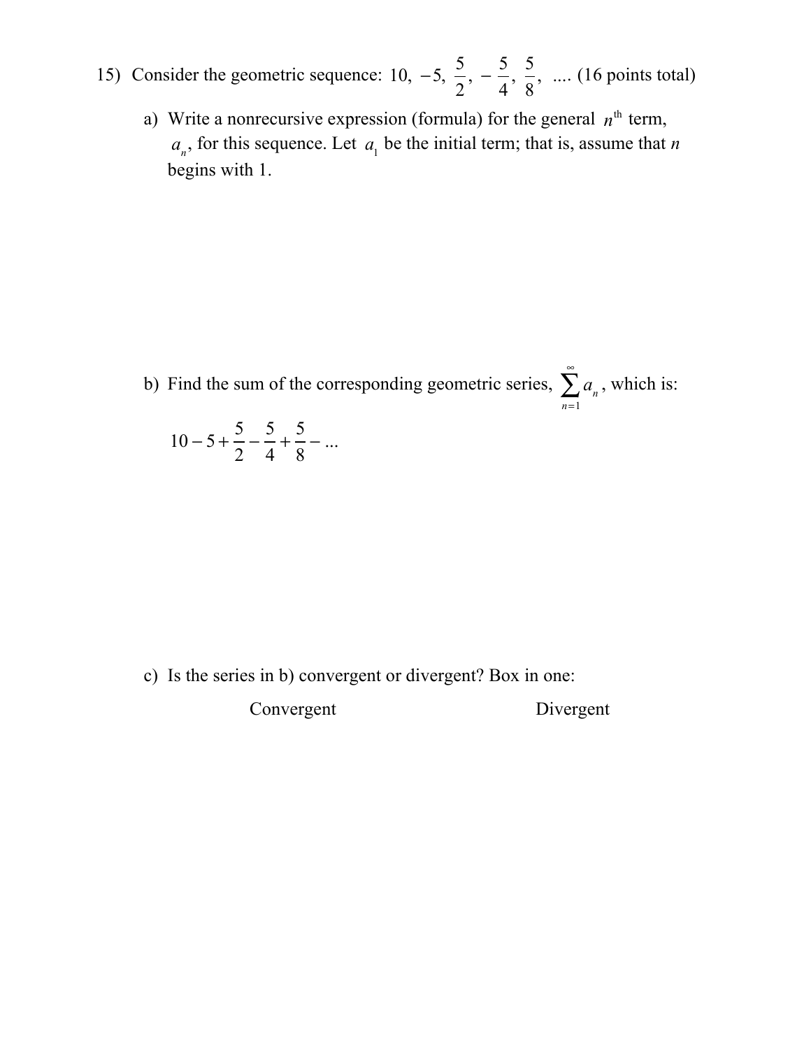15) Consider the geometric sequence: $10,\ -5,\ \frac{5}{2},\ -\frac{5}{4},\ \frac{5}{8},\ \ldots.$ (16 points total)

a) Write a nonrecursive expression (formula) for the general $n^{\text{th}}$ term, $a_n$, for this sequence. Let $a_1$ be the initial term; that is, assume that $n$ begins with 1.

b) Find the sum of the corresponding geometric series, $\sum_{n=1}^{\infty} a_n$, which is:

$$10 - 5 + \frac{5}{2} - \frac{5}{4} + \frac{5}{8} - \ldots$$

c) Is the series in b) convergent or divergent? Box in one:

Convergent Divergent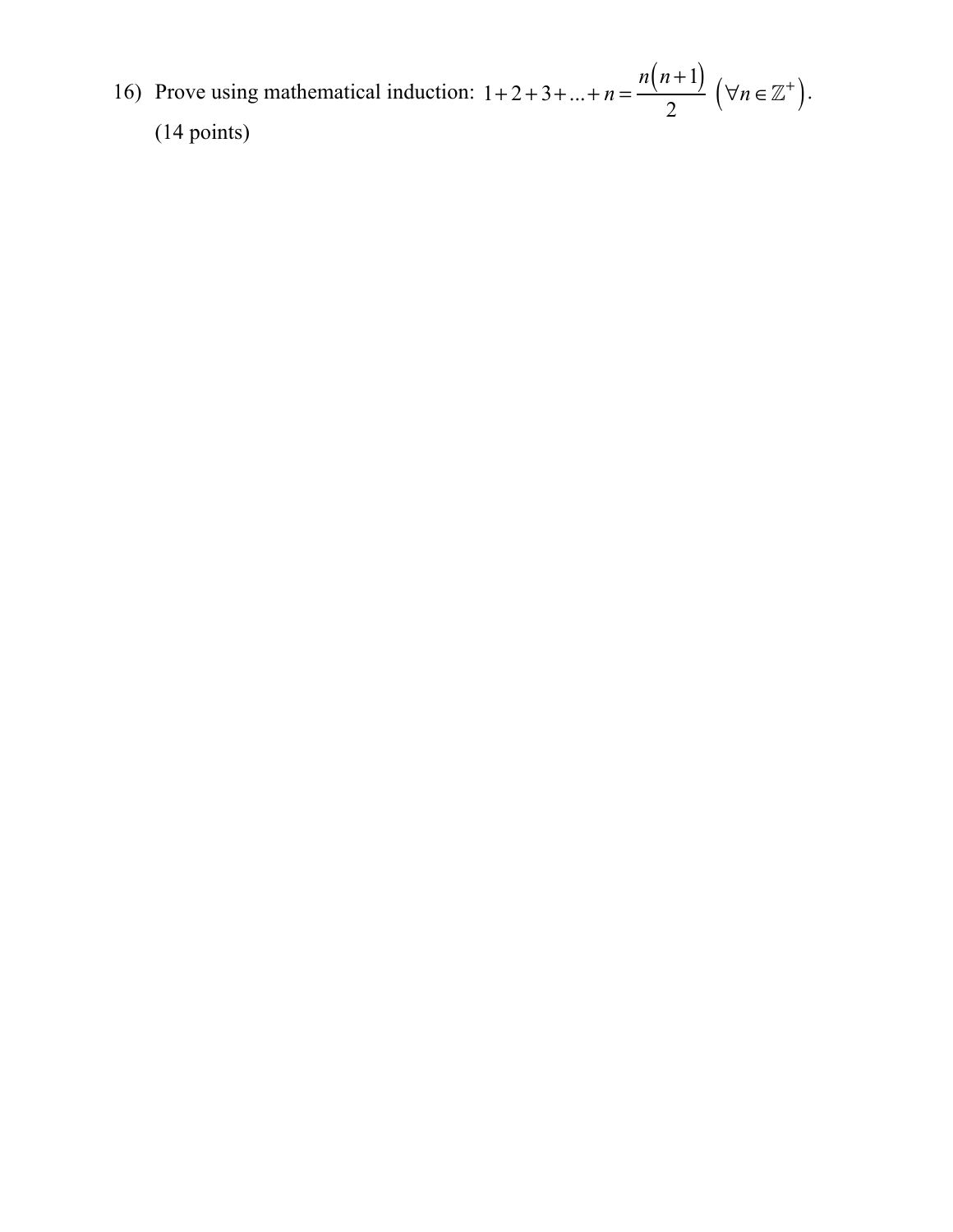16) Prove using mathematical induction: $1+2+3+...+n=\dfrac{n(n+1)}{2}\ \left(\forall n\in\mathbb{Z}^{+}\right)$.

(14 points)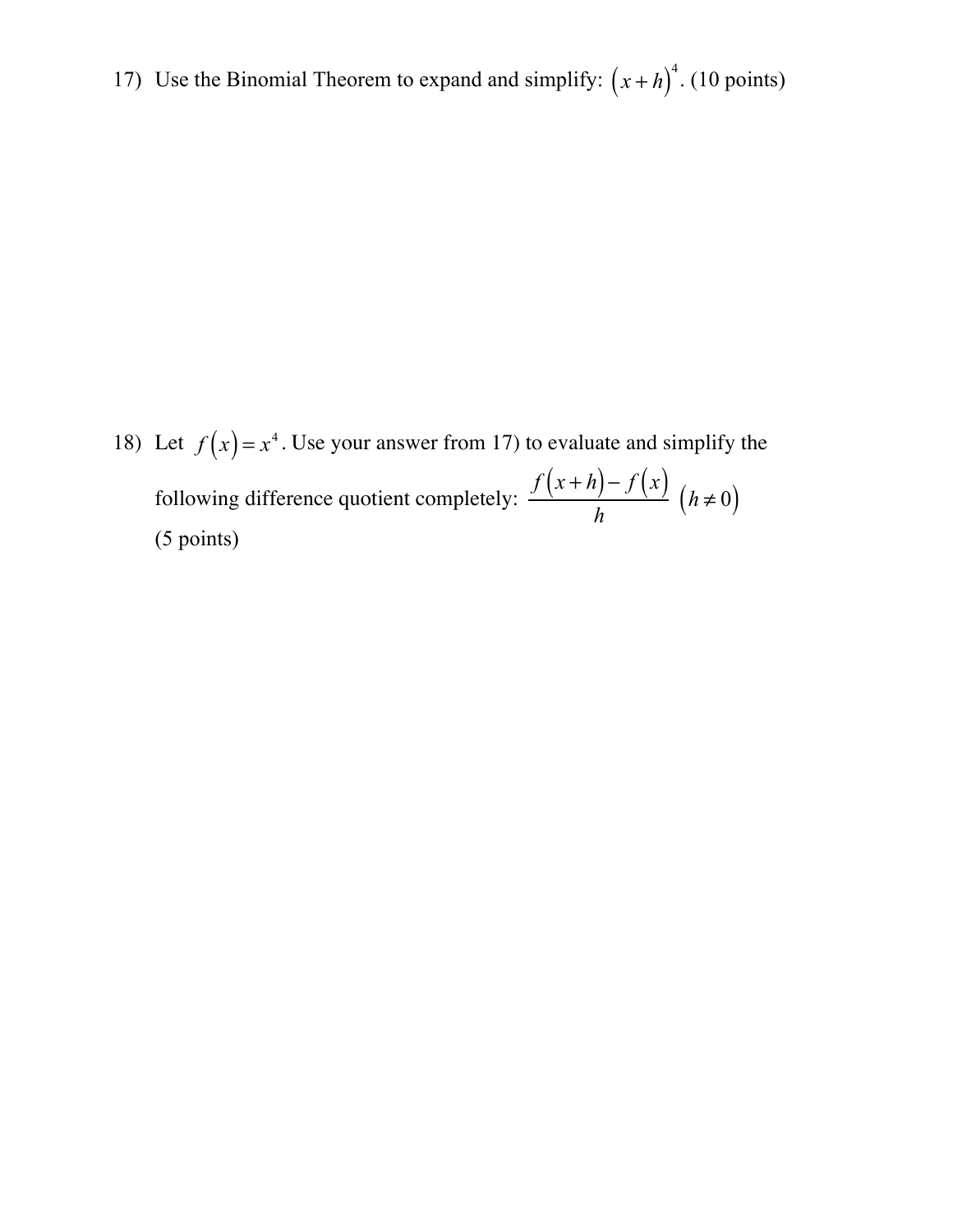17) Use the Binomial Theorem to expand and simplify: $\left(x+h\right)^4$. (10 points)

18) Let $f\left(x\right)=x^4$. Use your answer from 17) to evaluate and simplify the following difference quotient completely: $\dfrac{f\left(x+h\right)-f\left(x\right)}{h}$ $\left(h \neq 0\right)$
(5 points)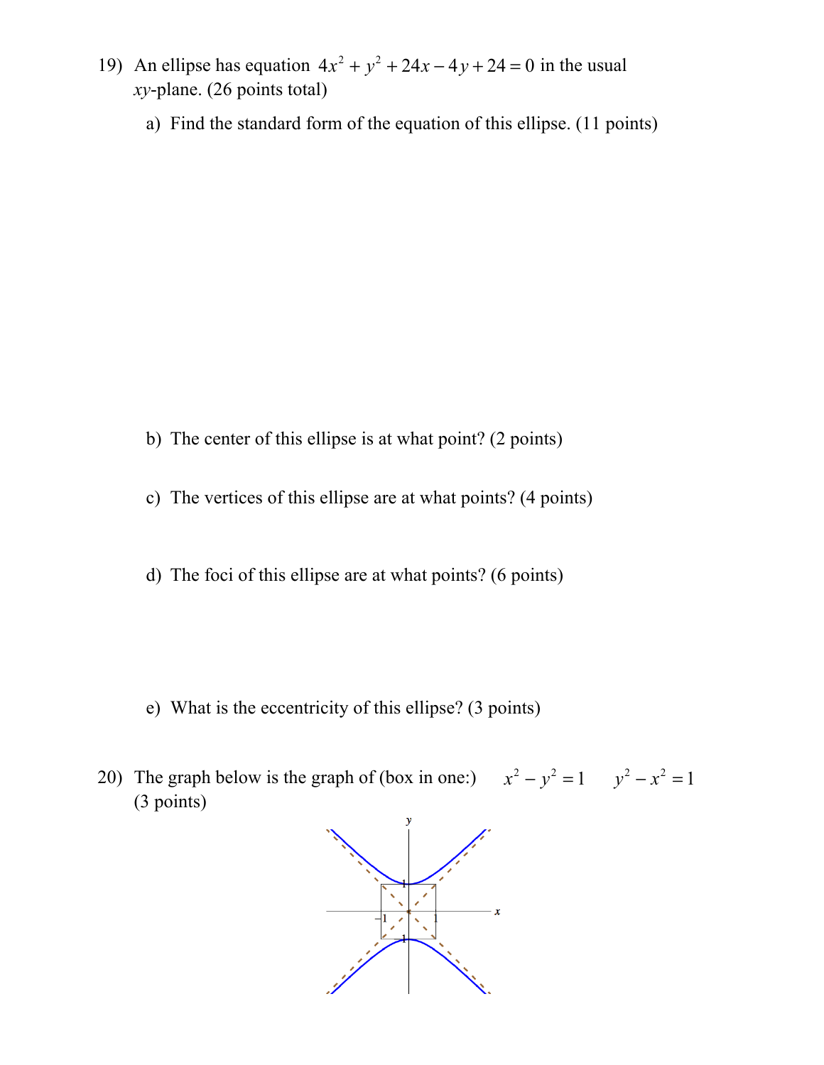19) An ellipse has equation $4x^2 + y^2 + 24x - 4y + 24 = 0$ in the usual $xy$-plane. (26 points total)

a) Find the standard form of the equation of this ellipse. (11 points)

b) The center of this ellipse is at what point? (2 points)

c) The vertices of this ellipse are at what points? (4 points)

d) The foci of this ellipse are at what points? (6 points)

e) What is the eccentricity of this ellipse? (3 points)

20) The graph below is the graph of (box in one:) $x^2 - y^2 = 1$ $y^2 - x^2 = 1$ (3 points)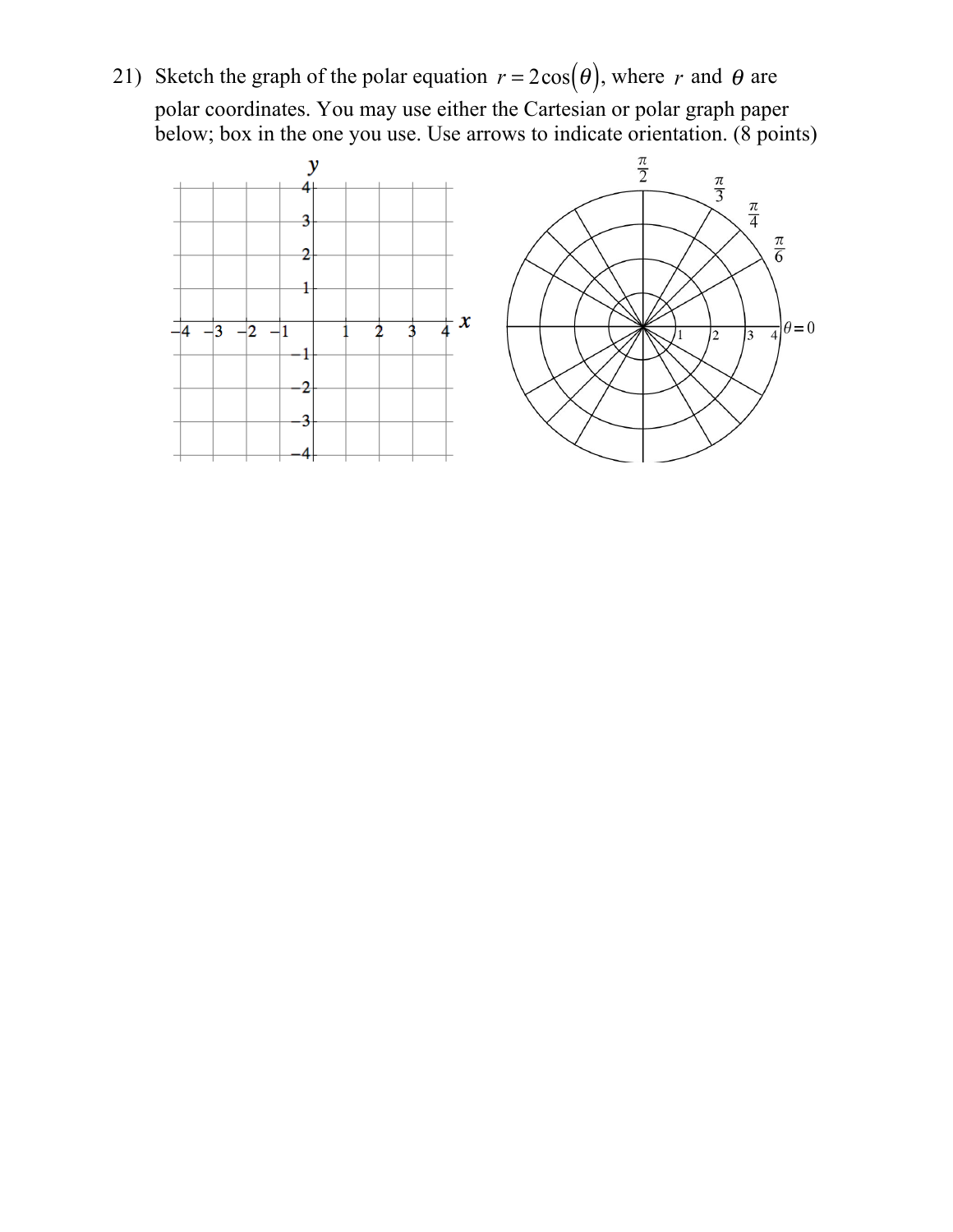21) Sketch the graph of the polar equation $r = 2\cos(\theta)$, where $r$ and $\theta$ are polar coordinates. You may use either the Cartesian or polar graph paper below; box in the one you use. Use arrows to indicate orientation. (8 points)

$y$

4
3
2
1
−4 −3 −2 −1 1 2 3 4 $x$
−1
−2
−3
−4

$\frac{\pi}{2}$
$\frac{\pi}{3}$
$\frac{\pi}{4}$
$\frac{\pi}{6}$
1 2 3 4 $\theta = 0$